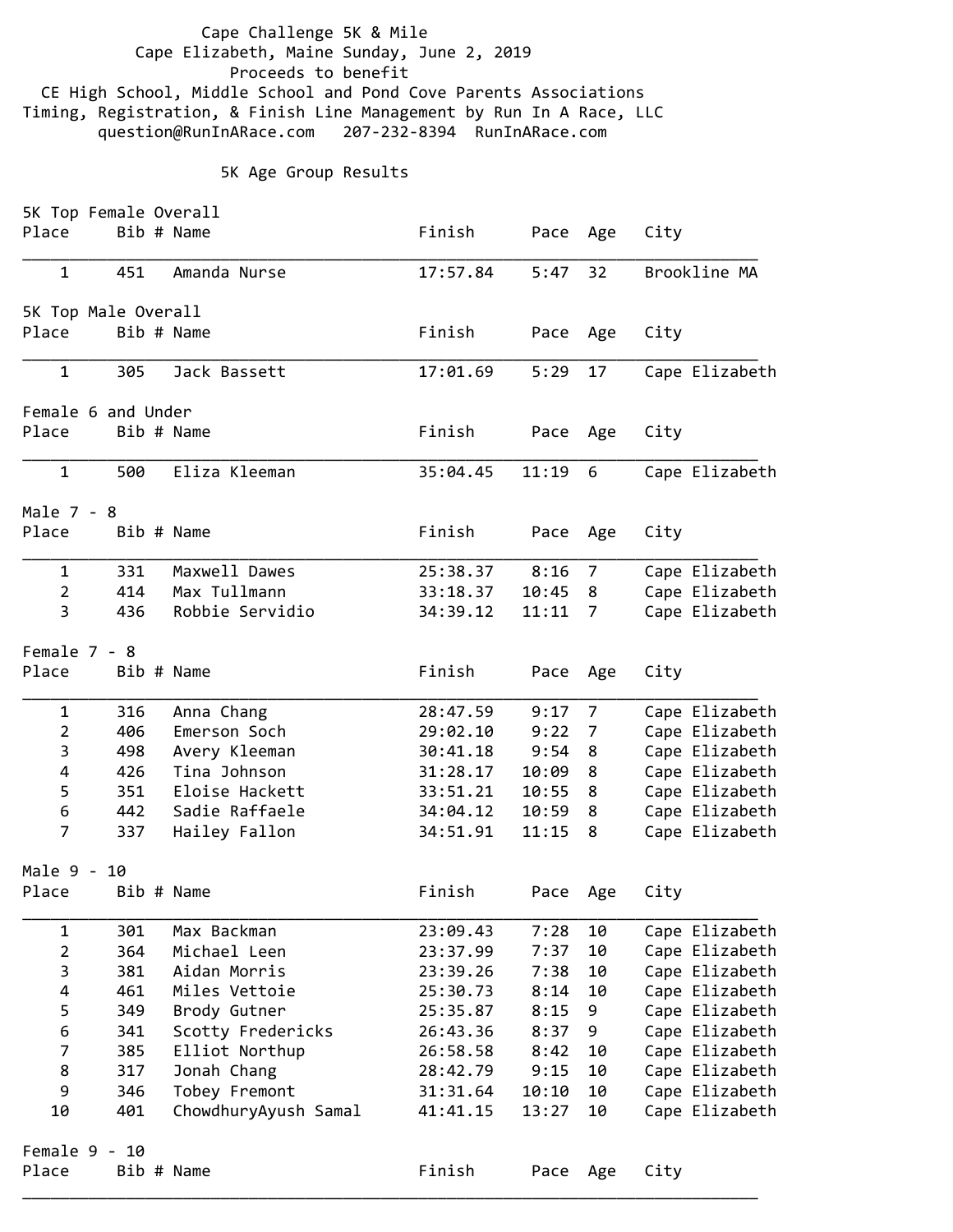Cape Challenge 5K & Mile
Cape Elizabeth, Maine Sunday, June 2, 2019
Proceeds to benefit
CE High School, Middle School and Pond Cove Parents Associations
Timing, Registration, & Finish Line Management by Run In A Race, LLC
question@RunInARace.com 207-232-8394 RunInARace.com

## 5K Age Group Results

### 5K Top Female Overall

| Place | Bib # | Name | Finish | Pace | Age | City |
|---|---|---|---|---|---|---|
| 1 | 451 | Amanda Nurse | 17:57.84 | 5:47 | 32 | Brookline MA |

### 5K Top Male Overall

| Place | Bib # | Name | Finish | Pace | Age | City |
|---|---|---|---|---|---|---|
| 1 | 305 | Jack Bassett | 17:01.69 | 5:29 | 17 | Cape Elizabeth |

### Female 6 and Under

| Place | Bib # | Name | Finish | Pace | Age | City |
|---|---|---|---|---|---|---|
| 1 | 500 | Eliza Kleeman | 35:04.45 | 11:19 | 6 | Cape Elizabeth |

### Male 7 - 8

| Place | Bib # | Name | Finish | Pace | Age | City |
|---|---|---|---|---|---|---|
| 1 | 331 | Maxwell Dawes | 25:38.37 | 8:16 | 7 | Cape Elizabeth |
| 2 | 414 | Max Tullmann | 33:18.37 | 10:45 | 8 | Cape Elizabeth |
| 3 | 436 | Robbie Servidio | 34:39.12 | 11:11 | 7 | Cape Elizabeth |

### Female 7 - 8

| Place | Bib # | Name | Finish | Pace | Age | City |
|---|---|---|---|---|---|---|
| 1 | 316 | Anna Chang | 28:47.59 | 9:17 | 7 | Cape Elizabeth |
| 2 | 406 | Emerson Soch | 29:02.10 | 9:22 | 7 | Cape Elizabeth |
| 3 | 498 | Avery Kleeman | 30:41.18 | 9:54 | 8 | Cape Elizabeth |
| 4 | 426 | Tina Johnson | 31:28.17 | 10:09 | 8 | Cape Elizabeth |
| 5 | 351 | Eloise Hackett | 33:51.21 | 10:55 | 8 | Cape Elizabeth |
| 6 | 442 | Sadie Raffaele | 34:04.12 | 10:59 | 8 | Cape Elizabeth |
| 7 | 337 | Hailey Fallon | 34:51.91 | 11:15 | 8 | Cape Elizabeth |

### Male 9 - 10

| Place | Bib # | Name | Finish | Pace | Age | City |
|---|---|---|---|---|---|---|
| 1 | 301 | Max Backman | 23:09.43 | 7:28 | 10 | Cape Elizabeth |
| 2 | 364 | Michael Leen | 23:37.99 | 7:37 | 10 | Cape Elizabeth |
| 3 | 381 | Aidan Morris | 23:39.26 | 7:38 | 10 | Cape Elizabeth |
| 4 | 461 | Miles Vettoie | 25:30.73 | 8:14 | 10 | Cape Elizabeth |
| 5 | 349 | Brody Gutner | 25:35.87 | 8:15 | 9 | Cape Elizabeth |
| 6 | 341 | Scotty Fredericks | 26:43.36 | 8:37 | 9 | Cape Elizabeth |
| 7 | 385 | Elliot Northup | 26:58.58 | 8:42 | 10 | Cape Elizabeth |
| 8 | 317 | Jonah Chang | 28:42.79 | 9:15 | 10 | Cape Elizabeth |
| 9 | 346 | Tobey Fremont | 31:31.64 | 10:10 | 10 | Cape Elizabeth |
| 10 | 401 | ChowdhuryAyush Samal | 41:41.15 | 13:27 | 10 | Cape Elizabeth |

### Female 9 - 10

| Place | Bib # | Name | Finish | Pace | Age | City |
|---|---|---|---|---|---|---|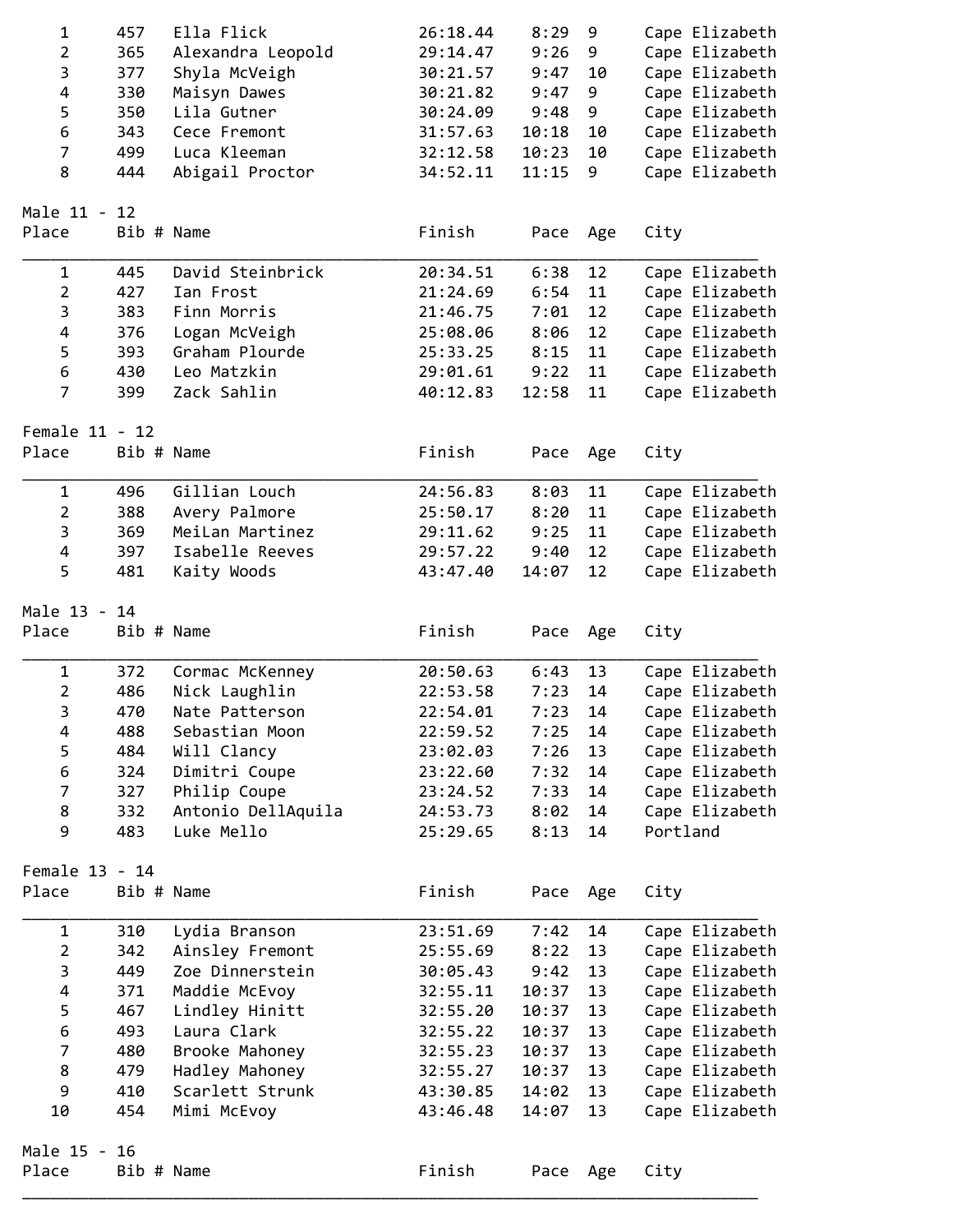| Place | Bib # | Name | Finish | Pace | Age | City |
|---|---|---|---|---|---|---|
| 1 | 457 | Ella Flick | 26:18.44 | 8:29 | 9 | Cape Elizabeth |
| 2 | 365 | Alexandra Leopold | 29:14.47 | 9:26 | 9 | Cape Elizabeth |
| 3 | 377 | Shyla McVeigh | 30:21.57 | 9:47 | 10 | Cape Elizabeth |
| 4 | 330 | Maisyn Dawes | 30:21.82 | 9:47 | 9 | Cape Elizabeth |
| 5 | 350 | Lila Gutner | 30:24.09 | 9:48 | 9 | Cape Elizabeth |
| 6 | 343 | Cece Fremont | 31:57.63 | 10:18 | 10 | Cape Elizabeth |
| 7 | 499 | Luca Kleeman | 32:12.58 | 10:23 | 10 | Cape Elizabeth |
| 8 | 444 | Abigail Proctor | 34:52.11 | 11:15 | 9 | Cape Elizabeth |

Male 11 - 12

| Place | Bib # | Name | Finish | Pace | Age | City |
|---|---|---|---|---|---|---|
| 1 | 445 | David Steinbrick | 20:34.51 | 6:38 | 12 | Cape Elizabeth |
| 2 | 427 | Ian Frost | 21:24.69 | 6:54 | 11 | Cape Elizabeth |
| 3 | 383 | Finn Morris | 21:46.75 | 7:01 | 12 | Cape Elizabeth |
| 4 | 376 | Logan McVeigh | 25:08.06 | 8:06 | 12 | Cape Elizabeth |
| 5 | 393 | Graham Plourde | 25:33.25 | 8:15 | 11 | Cape Elizabeth |
| 6 | 430 | Leo Matzkin | 29:01.61 | 9:22 | 11 | Cape Elizabeth |
| 7 | 399 | Zack Sahlin | 40:12.83 | 12:58 | 11 | Cape Elizabeth |

Female 11 - 12

| Place | Bib # | Name | Finish | Pace | Age | City |
|---|---|---|---|---|---|---|
| 1 | 496 | Gillian Louch | 24:56.83 | 8:03 | 11 | Cape Elizabeth |
| 2 | 388 | Avery Palmore | 25:50.17 | 8:20 | 11 | Cape Elizabeth |
| 3 | 369 | MeiLan Martinez | 29:11.62 | 9:25 | 11 | Cape Elizabeth |
| 4 | 397 | Isabelle Reeves | 29:57.22 | 9:40 | 12 | Cape Elizabeth |
| 5 | 481 | Kaity Woods | 43:47.40 | 14:07 | 12 | Cape Elizabeth |

Male 13 - 14

| Place | Bib # | Name | Finish | Pace | Age | City |
|---|---|---|---|---|---|---|
| 1 | 372 | Cormac McKenney | 20:50.63 | 6:43 | 13 | Cape Elizabeth |
| 2 | 486 | Nick Laughlin | 22:53.58 | 7:23 | 14 | Cape Elizabeth |
| 3 | 470 | Nate Patterson | 22:54.01 | 7:23 | 14 | Cape Elizabeth |
| 4 | 488 | Sebastian Moon | 22:59.52 | 7:25 | 14 | Cape Elizabeth |
| 5 | 484 | Will Clancy | 23:02.03 | 7:26 | 13 | Cape Elizabeth |
| 6 | 324 | Dimitri Coupe | 23:22.60 | 7:32 | 14 | Cape Elizabeth |
| 7 | 327 | Philip Coupe | 23:24.52 | 7:33 | 14 | Cape Elizabeth |
| 8 | 332 | Antonio DellAquila | 24:53.73 | 8:02 | 14 | Cape Elizabeth |
| 9 | 483 | Luke Mello | 25:29.65 | 8:13 | 14 | Portland |

Female 13 - 14

| Place | Bib # | Name | Finish | Pace | Age | City |
|---|---|---|---|---|---|---|
| 1 | 310 | Lydia Branson | 23:51.69 | 7:42 | 14 | Cape Elizabeth |
| 2 | 342 | Ainsley Fremont | 25:55.69 | 8:22 | 13 | Cape Elizabeth |
| 3 | 449 | Zoe Dinnerstein | 30:05.43 | 9:42 | 13 | Cape Elizabeth |
| 4 | 371 | Maddie McEvoy | 32:55.11 | 10:37 | 13 | Cape Elizabeth |
| 5 | 467 | Lindley Hinitt | 32:55.20 | 10:37 | 13 | Cape Elizabeth |
| 6 | 493 | Laura Clark | 32:55.22 | 10:37 | 13 | Cape Elizabeth |
| 7 | 480 | Brooke Mahoney | 32:55.23 | 10:37 | 13 | Cape Elizabeth |
| 8 | 479 | Hadley Mahoney | 32:55.27 | 10:37 | 13 | Cape Elizabeth |
| 9 | 410 | Scarlett Strunk | 43:30.85 | 14:02 | 13 | Cape Elizabeth |
| 10 | 454 | Mimi McEvoy | 43:46.48 | 14:07 | 13 | Cape Elizabeth |

Male 15 - 16

| Place | Bib # | Name | Finish | Pace | Age | City |
|---|---|---|---|---|---|---|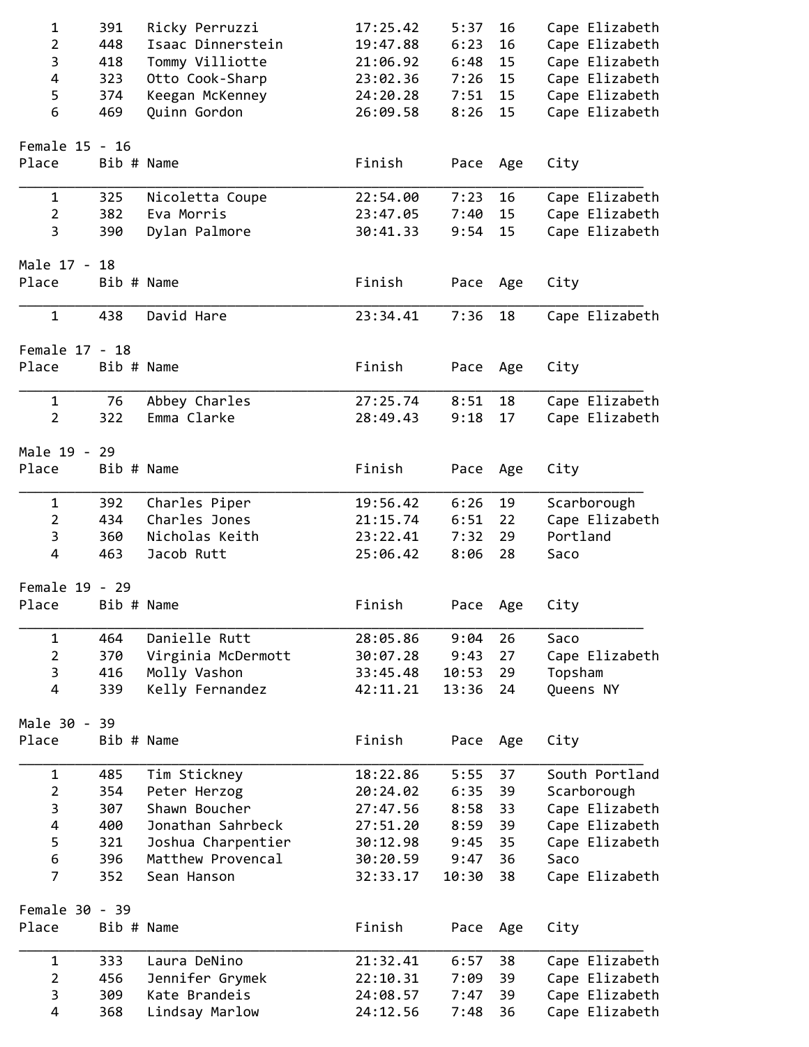| Place | Bib # | Name | Finish | Pace | Age | City |
|---|---|---|---|---|---|---|
| 1 | 391 | Ricky Perruzzi | 17:25.42 | 5:37 | 16 | Cape Elizabeth |
| 2 | 448 | Isaac Dinnerstein | 19:47.88 | 6:23 | 16 | Cape Elizabeth |
| 3 | 418 | Tommy Villiotte | 21:06.92 | 6:48 | 15 | Cape Elizabeth |
| 4 | 323 | Otto Cook-Sharp | 23:02.36 | 7:26 | 15 | Cape Elizabeth |
| 5 | 374 | Keegan McKenney | 24:20.28 | 7:51 | 15 | Cape Elizabeth |
| 6 | 469 | Quinn Gordon | 26:09.58 | 8:26 | 15 | Cape Elizabeth |

Female 15 - 16

| Place | Bib # | Name | Finish | Pace | Age | City |
|---|---|---|---|---|---|---|
| 1 | 325 | Nicoletta Coupe | 22:54.00 | 7:23 | 16 | Cape Elizabeth |
| 2 | 382 | Eva Morris | 23:47.05 | 7:40 | 15 | Cape Elizabeth |
| 3 | 390 | Dylan Palmore | 30:41.33 | 9:54 | 15 | Cape Elizabeth |

Male 17 - 18

| Place | Bib # | Name | Finish | Pace | Age | City |
|---|---|---|---|---|---|---|
| 1 | 438 | David Hare | 23:34.41 | 7:36 | 18 | Cape Elizabeth |

Female 17 - 18

| Place | Bib # | Name | Finish | Pace | Age | City |
|---|---|---|---|---|---|---|
| 1 | 76 | Abbey Charles | 27:25.74 | 8:51 | 18 | Cape Elizabeth |
| 2 | 322 | Emma Clarke | 28:49.43 | 9:18 | 17 | Cape Elizabeth |

Male 19 - 29

| Place | Bib # | Name | Finish | Pace | Age | City |
|---|---|---|---|---|---|---|
| 1 | 392 | Charles Piper | 19:56.42 | 6:26 | 19 | Scarborough |
| 2 | 434 | Charles Jones | 21:15.74 | 6:51 | 22 | Cape Elizabeth |
| 3 | 360 | Nicholas Keith | 23:22.41 | 7:32 | 29 | Portland |
| 4 | 463 | Jacob Rutt | 25:06.42 | 8:06 | 28 | Saco |

Female 19 - 29

| Place | Bib # | Name | Finish | Pace | Age | City |
|---|---|---|---|---|---|---|
| 1 | 464 | Danielle Rutt | 28:05.86 | 9:04 | 26 | Saco |
| 2 | 370 | Virginia McDermott | 30:07.28 | 9:43 | 27 | Cape Elizabeth |
| 3 | 416 | Molly Vashon | 33:45.48 | 10:53 | 29 | Topsham |
| 4 | 339 | Kelly Fernandez | 42:11.21 | 13:36 | 24 | Queens NY |

Male 30 - 39

| Place | Bib # | Name | Finish | Pace | Age | City |
|---|---|---|---|---|---|---|
| 1 | 485 | Tim Stickney | 18:22.86 | 5:55 | 37 | South Portland |
| 2 | 354 | Peter Herzog | 20:24.02 | 6:35 | 39 | Scarborough |
| 3 | 307 | Shawn Boucher | 27:47.56 | 8:58 | 33 | Cape Elizabeth |
| 4 | 400 | Jonathan Sahrbeck | 27:51.20 | 8:59 | 39 | Cape Elizabeth |
| 5 | 321 | Joshua Charpentier | 30:12.98 | 9:45 | 35 | Cape Elizabeth |
| 6 | 396 | Matthew Provencal | 30:20.59 | 9:47 | 36 | Saco |
| 7 | 352 | Sean Hanson | 32:33.17 | 10:30 | 38 | Cape Elizabeth |

Female 30 - 39

| Place | Bib # | Name | Finish | Pace | Age | City |
|---|---|---|---|---|---|---|
| 1 | 333 | Laura DeNino | 21:32.41 | 6:57 | 38 | Cape Elizabeth |
| 2 | 456 | Jennifer Grymek | 22:10.31 | 7:09 | 39 | Cape Elizabeth |
| 3 | 309 | Kate Brandeis | 24:08.57 | 7:47 | 39 | Cape Elizabeth |
| 4 | 368 | Lindsay Marlow | 24:12.56 | 7:48 | 36 | Cape Elizabeth |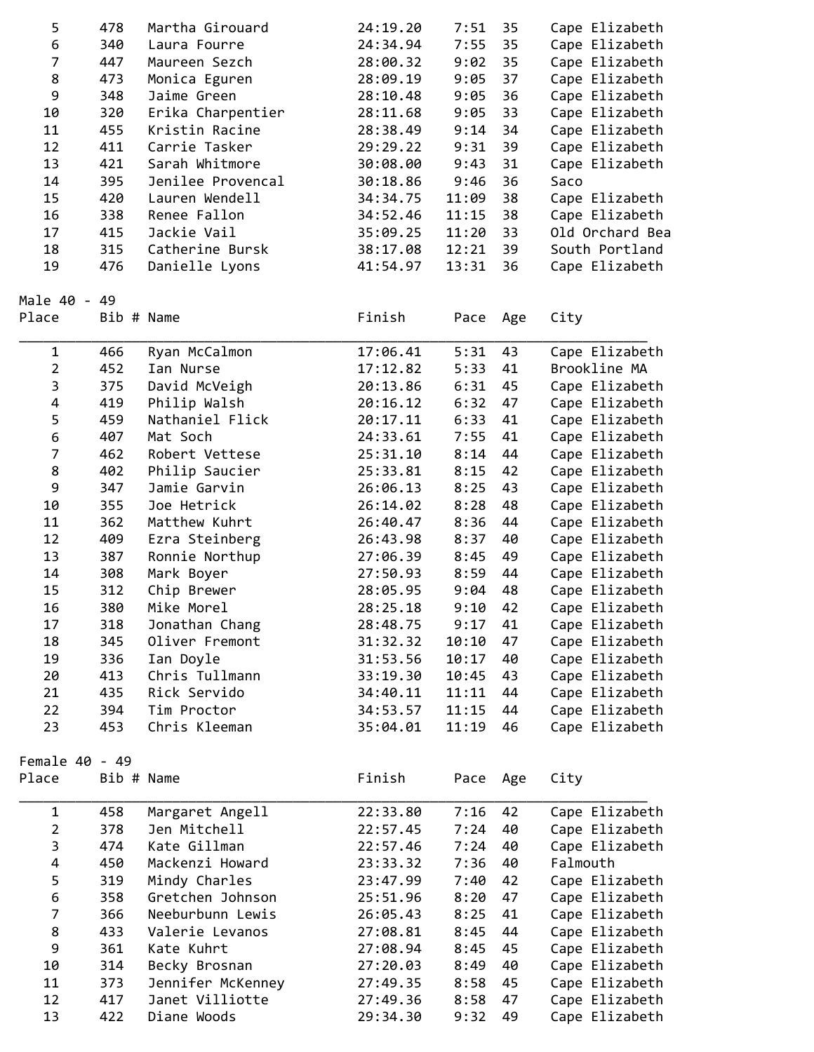| Place | Bib # | Name | Finish | Pace | Age | City |
|---|---|---|---|---|---|---|
| 5 | 478 | Martha Girouard | 24:19.20 | 7:51 | 35 | Cape Elizabeth |
| 6 | 340 | Laura Fourre | 24:34.94 | 7:55 | 35 | Cape Elizabeth |
| 7 | 447 | Maureen Sezch | 28:00.32 | 9:02 | 35 | Cape Elizabeth |
| 8 | 473 | Monica Eguren | 28:09.19 | 9:05 | 37 | Cape Elizabeth |
| 9 | 348 | Jaime Green | 28:10.48 | 9:05 | 36 | Cape Elizabeth |
| 10 | 320 | Erika Charpentier | 28:11.68 | 9:05 | 33 | Cape Elizabeth |
| 11 | 455 | Kristin Racine | 28:38.49 | 9:14 | 34 | Cape Elizabeth |
| 12 | 411 | Carrie Tasker | 29:29.22 | 9:31 | 39 | Cape Elizabeth |
| 13 | 421 | Sarah Whitmore | 30:08.00 | 9:43 | 31 | Cape Elizabeth |
| 14 | 395 | Jenilee Provencal | 30:18.86 | 9:46 | 36 | Saco |
| 15 | 420 | Lauren Wendell | 34:34.75 | 11:09 | 38 | Cape Elizabeth |
| 16 | 338 | Renee Fallon | 34:52.46 | 11:15 | 38 | Cape Elizabeth |
| 17 | 415 | Jackie Vail | 35:09.25 | 11:20 | 33 | Old Orchard Bea |
| 18 | 315 | Catherine Bursk | 38:17.08 | 12:21 | 39 | South Portland |
| 19 | 476 | Danielle Lyons | 41:54.97 | 13:31 | 36 | Cape Elizabeth |

Male 40 - 49

| Place | Bib # | Name | Finish | Pace | Age | City |
|---|---|---|---|---|---|---|
| 1 | 466 | Ryan McCalmon | 17:06.41 | 5:31 | 43 | Cape Elizabeth |
| 2 | 452 | Ian Nurse | 17:12.82 | 5:33 | 41 | Brookline MA |
| 3 | 375 | David McVeigh | 20:13.86 | 6:31 | 45 | Cape Elizabeth |
| 4 | 419 | Philip Walsh | 20:16.12 | 6:32 | 47 | Cape Elizabeth |
| 5 | 459 | Nathaniel Flick | 20:17.11 | 6:33 | 41 | Cape Elizabeth |
| 6 | 407 | Mat Soch | 24:33.61 | 7:55 | 41 | Cape Elizabeth |
| 7 | 462 | Robert Vettese | 25:31.10 | 8:14 | 44 | Cape Elizabeth |
| 8 | 402 | Philip Saucier | 25:33.81 | 8:15 | 42 | Cape Elizabeth |
| 9 | 347 | Jamie Garvin | 26:06.13 | 8:25 | 43 | Cape Elizabeth |
| 10 | 355 | Joe Hetrick | 26:14.02 | 8:28 | 48 | Cape Elizabeth |
| 11 | 362 | Matthew Kuhrt | 26:40.47 | 8:36 | 44 | Cape Elizabeth |
| 12 | 409 | Ezra Steinberg | 26:43.98 | 8:37 | 40 | Cape Elizabeth |
| 13 | 387 | Ronnie Northup | 27:06.39 | 8:45 | 49 | Cape Elizabeth |
| 14 | 308 | Mark Boyer | 27:50.93 | 8:59 | 44 | Cape Elizabeth |
| 15 | 312 | Chip Brewer | 28:05.95 | 9:04 | 48 | Cape Elizabeth |
| 16 | 380 | Mike Morel | 28:25.18 | 9:10 | 42 | Cape Elizabeth |
| 17 | 318 | Jonathan Chang | 28:48.75 | 9:17 | 41 | Cape Elizabeth |
| 18 | 345 | Oliver Fremont | 31:32.32 | 10:10 | 47 | Cape Elizabeth |
| 19 | 336 | Ian Doyle | 31:53.56 | 10:17 | 40 | Cape Elizabeth |
| 20 | 413 | Chris Tullmann | 33:19.30 | 10:45 | 43 | Cape Elizabeth |
| 21 | 435 | Rick Servido | 34:40.11 | 11:11 | 44 | Cape Elizabeth |
| 22 | 394 | Tim Proctor | 34:53.57 | 11:15 | 44 | Cape Elizabeth |
| 23 | 453 | Chris Kleeman | 35:04.01 | 11:19 | 46 | Cape Elizabeth |

Female 40 - 49

| Place | Bib # | Name | Finish | Pace | Age | City |
|---|---|---|---|---|---|---|
| 1 | 458 | Margaret Angell | 22:33.80 | 7:16 | 42 | Cape Elizabeth |
| 2 | 378 | Jen Mitchell | 22:57.45 | 7:24 | 40 | Cape Elizabeth |
| 3 | 474 | Kate Gillman | 22:57.46 | 7:24 | 40 | Cape Elizabeth |
| 4 | 450 | Mackenzi Howard | 23:33.32 | 7:36 | 40 | Falmouth |
| 5 | 319 | Mindy Charles | 23:47.99 | 7:40 | 42 | Cape Elizabeth |
| 6 | 358 | Gretchen Johnson | 25:51.96 | 8:20 | 47 | Cape Elizabeth |
| 7 | 366 | Neeburbunn Lewis | 26:05.43 | 8:25 | 41 | Cape Elizabeth |
| 8 | 433 | Valerie Levanos | 27:08.81 | 8:45 | 44 | Cape Elizabeth |
| 9 | 361 | Kate Kuhrt | 27:08.94 | 8:45 | 45 | Cape Elizabeth |
| 10 | 314 | Becky Brosnan | 27:20.03 | 8:49 | 40 | Cape Elizabeth |
| 11 | 373 | Jennifer McKenney | 27:49.35 | 8:58 | 45 | Cape Elizabeth |
| 12 | 417 | Janet Villiotte | 27:49.36 | 8:58 | 47 | Cape Elizabeth |
| 13 | 422 | Diane Woods | 29:34.30 | 9:32 | 49 | Cape Elizabeth |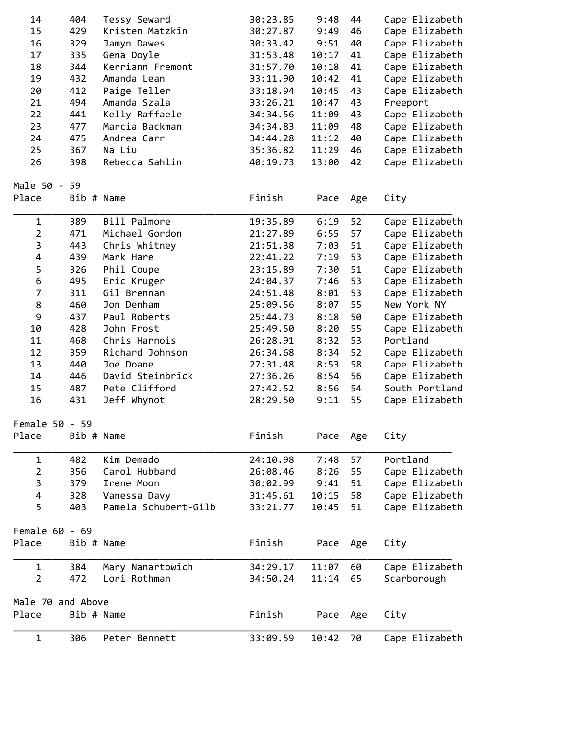| Place | Bib # | Name | Finish | Pace | Age | City |
|---|---|---|---|---|---|---|
| 14 | 404 | Tessy Seward | 30:23.85 | 9:48 | 44 | Cape Elizabeth |
| 15 | 429 | Kristen Matzkin | 30:27.87 | 9:49 | 46 | Cape Elizabeth |
| 16 | 329 | Jamyn Dawes | 30:33.42 | 9:51 | 40 | Cape Elizabeth |
| 17 | 335 | Gena Doyle | 31:53.48 | 10:17 | 41 | Cape Elizabeth |
| 18 | 344 | Kerriann Fremont | 31:57.70 | 10:18 | 41 | Cape Elizabeth |
| 19 | 432 | Amanda Lean | 33:11.90 | 10:42 | 41 | Cape Elizabeth |
| 20 | 412 | Paige Teller | 33:18.94 | 10:45 | 43 | Cape Elizabeth |
| 21 | 494 | Amanda Szala | 33:26.21 | 10:47 | 43 | Freeport |
| 22 | 441 | Kelly Raffaele | 34:34.56 | 11:09 | 43 | Cape Elizabeth |
| 23 | 477 | Marcia Backman | 34:34.83 | 11:09 | 48 | Cape Elizabeth |
| 24 | 475 | Andrea Carr | 34:44.28 | 11:12 | 40 | Cape Elizabeth |
| 25 | 367 | Na Liu | 35:36.82 | 11:29 | 46 | Cape Elizabeth |
| 26 | 398 | Rebecca Sahlin | 40:19.73 | 13:00 | 42 | Cape Elizabeth |

Male 50 - 59

| Place | Bib # | Name | Finish | Pace | Age | City |
|---|---|---|---|---|---|---|
| 1 | 389 | Bill Palmore | 19:35.89 | 6:19 | 52 | Cape Elizabeth |
| 2 | 471 | Michael Gordon | 21:27.89 | 6:55 | 57 | Cape Elizabeth |
| 3 | 443 | Chris Whitney | 21:51.38 | 7:03 | 51 | Cape Elizabeth |
| 4 | 439 | Mark Hare | 22:41.22 | 7:19 | 53 | Cape Elizabeth |
| 5 | 326 | Phil Coupe | 23:15.89 | 7:30 | 51 | Cape Elizabeth |
| 6 | 495 | Eric Kruger | 24:04.37 | 7:46 | 53 | Cape Elizabeth |
| 7 | 311 | Gil Brennan | 24:51.48 | 8:01 | 53 | Cape Elizabeth |
| 8 | 460 | Jon Denham | 25:09.56 | 8:07 | 55 | New York NY |
| 9 | 437 | Paul Roberts | 25:44.73 | 8:18 | 50 | Cape Elizabeth |
| 10 | 428 | John Frost | 25:49.50 | 8:20 | 55 | Cape Elizabeth |
| 11 | 468 | Chris Harnois | 26:28.91 | 8:32 | 53 | Portland |
| 12 | 359 | Richard Johnson | 26:34.68 | 8:34 | 52 | Cape Elizabeth |
| 13 | 440 | Joe Doane | 27:31.48 | 8:53 | 58 | Cape Elizabeth |
| 14 | 446 | David Steinbrick | 27:36.26 | 8:54 | 56 | Cape Elizabeth |
| 15 | 487 | Pete Clifford | 27:42.52 | 8:56 | 54 | South Portland |
| 16 | 431 | Jeff Whynot | 28:29.50 | 9:11 | 55 | Cape Elizabeth |

Female 50 - 59

| Place | Bib # | Name | Finish | Pace | Age | City |
|---|---|---|---|---|---|---|
| 1 | 482 | Kim Demado | 24:10.98 | 7:48 | 57 | Portland |
| 2 | 356 | Carol Hubbard | 26:08.46 | 8:26 | 55 | Cape Elizabeth |
| 3 | 379 | Irene Moon | 30:02.99 | 9:41 | 51 | Cape Elizabeth |
| 4 | 328 | Vanessa Davy | 31:45.61 | 10:15 | 58 | Cape Elizabeth |
| 5 | 403 | Pamela Schubert-Gilb | 33:21.77 | 10:45 | 51 | Cape Elizabeth |

Female 60 - 69

| Place | Bib # | Name | Finish | Pace | Age | City |
|---|---|---|---|---|---|---|
| 1 | 384 | Mary Nanartowich | 34:29.17 | 11:07 | 60 | Cape Elizabeth |
| 2 | 472 | Lori Rothman | 34:50.24 | 11:14 | 65 | Scarborough |

Male 70 and Above

| Place | Bib # | Name | Finish | Pace | Age | City |
|---|---|---|---|---|---|---|
| 1 | 306 | Peter Bennett | 33:09.59 | 10:42 | 70 | Cape Elizabeth |